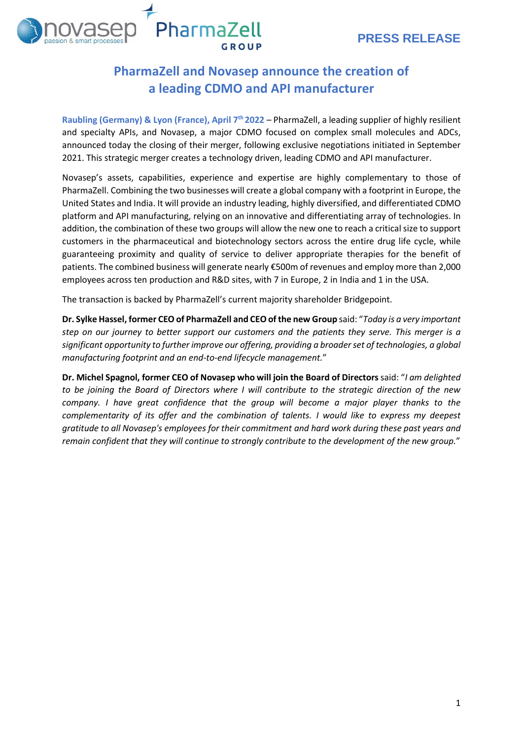PRESS RELEASE

# PharmaZell and Novasep announce the creation of a leading CDMO and API manufacturer

**Raubling (Germany) & Lyon (France), April 7th 2022** – PharmaZell, a leading supplier of highly resilient and specialty APIs, and Novasep, a major CDMO focused on complex small molecules and ADCs, announced today the closing of their merger, following exclusive negotiations initiated in September 2021. This strategic merger creates a technology driven, leading CDMO and API manufacturer.

Novasep's assets, capabilities, experience and expertise are highly complementary to those of PharmaZell. Combining the two businesses will create a global company with a footprint in Europe, the United States and India. It will provide an industry leading, highly diversified, and differentiated CDMO platform and API manufacturing, relying on an innovative and differentiating array of technologies. In addition, the combination of these two groups will allow the new one to reach a critical size to support customers in the pharmaceutical and biotechnology sectors across the entire drug life cycle, while guaranteeing proximity and quality of service to deliver appropriate therapies for the benefit of patients. The combined business will generate nearly €500m of revenues and employ more than 2,000 employees across ten production and R&D sites, with 7 in Europe, 2 in India and 1 in the USA.

The transaction is backed by PharmaZell's current majority shareholder Bridgepoint.

**Dr. Sylke Hassel, former CEO of PharmaZell and CEO of the new Group** said: "*Today is a very important step on our journey to better support our customers and the patients they serve. This merger is a significant opportunity to further improve our offering, providing a broader set of technologies, a global manufacturing footprint and an end-to-end lifecycle management.*"

**Dr. Michel Spagnol, former CEO of Novasep who will join the Board of Directors** said: "*I am delighted to be joining the Board of Directors where I will contribute to the strategic direction of the new company. I have great confidence that the group will become a major player thanks to the complementarity of its offer and the combination of talents. I would like to express my deepest gratitude to all Novasep's employees for their commitment and hard work during these past years and remain confident that they will continue to strongly contribute to the development of the new group.*"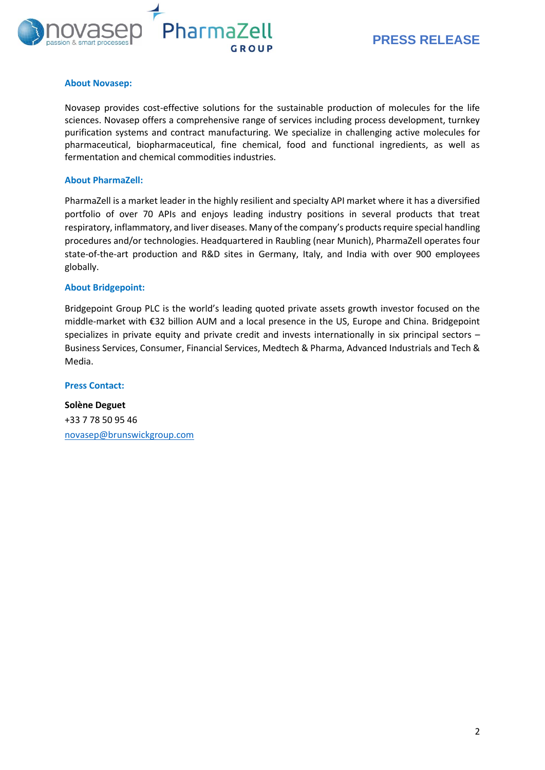### About Novasep:

Novasep provides cost-effective solutions for the sustainable production of molecules for the life sciences. Novasep offers a comprehensive range of services including process development, turnkey purification systems and contract manufacturing. We specialize in challenging active molecules for pharmaceutical, biopharmaceutical, fine chemical, food and functional ingredients, as well as fermentation and chemical commodities industries.

### About PharmaZell:

PharmaZell is a market leader in the highly resilient and specialty API market where it has a diversified portfolio of over 70 APIs and enjoys leading industry positions in several products that treat respiratory, inflammatory, and liver diseases. Many of the company's products require special handling procedures and/or technologies. Headquartered in Raubling (near Munich), PharmaZell operates four state-of-the-art production and R&D sites in Germany, Italy, and India with over 900 employees globally.

### About Bridgepoint:

Bridgepoint Group PLC is the world's leading quoted private assets growth investor focused on the middle-market with €32 billion AUM and a local presence in the US, Europe and China. Bridgepoint specializes in private equity and private credit and invests internationally in six principal sectors – Business Services, Consumer, Financial Services, Medtech & Pharma, Advanced Industrials and Tech & Media.

### Press Contact:

**Solène Deguet**
+33 7 78 50 95 46
novasep@brunswickgroup.com